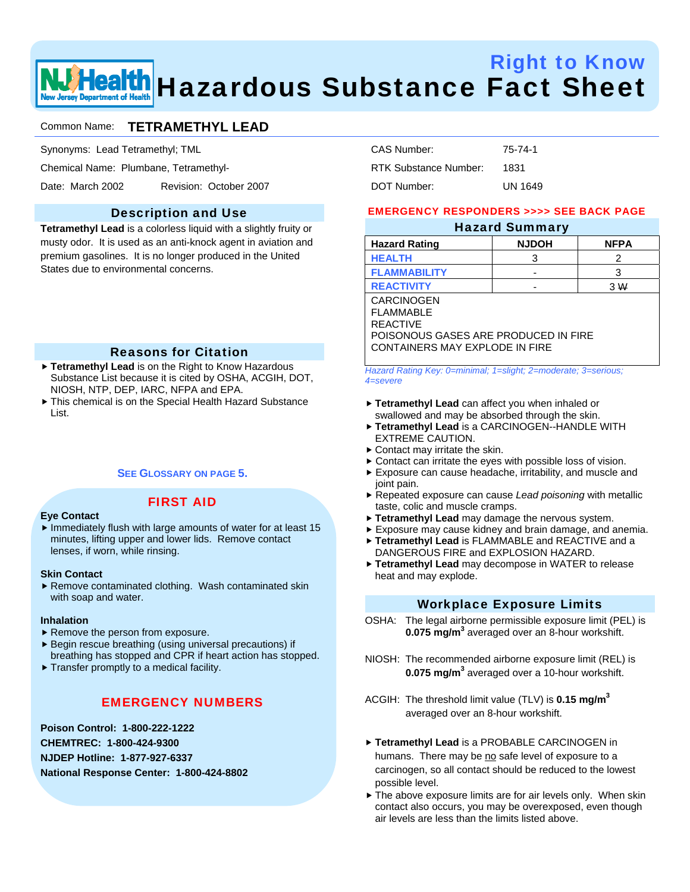# Right to Know Hazardous Substance Fact Sheet

Common Name: **TETRAMETHYL LEAD**

Synonyms: Lead Tetramethyl; TML

Chemical Name: Plumbane, Tetramethyl-

Date: March 2002 Revision: October 2007

CAS Number: 75-74-1

RTK Substance Number: 1831

DOT Number: UN 1649

## Description and Use

**Tetramethyl Lead** is a colorless liquid with a slightly fruity or musty odor. It is used as an anti-knock agent in aviation and premium gasolines. It is no longer produced in the United States due to environmental concerns.

## Reasons for Citation

- **Tetramethyl Lead** is on the Right to Know Hazardous Substance List because it is cited by OSHA, ACGIH, DOT, NIOSH, NTP, DEP, IARC, NFPA and EPA.
- This chemical is on the Special Health Hazard Substance List.

SEE GLOSSARY ON PAGE 5.

## FIRST AID

**Eye Contact**

- Immediately flush with large amounts of water for at least 15 minutes, lifting upper and lower lids. Remove contact lenses, if worn, while rinsing.

**Skin Contact**

- Remove contaminated clothing. Wash contaminated skin with soap and water.

**Inhalation**

- Remove the person from exposure.
- Begin rescue breathing (using universal precautions) if breathing has stopped and CPR if heart action has stopped.
- Transfer promptly to a medical facility.

## EMERGENCY NUMBERS

**Poison Control: 1-800-222-1222**

**CHEMTREC: 1-800-424-9300**

**NJDEP Hotline: 1-877-927-6337**

**National Response Center: 1-800-424-8802**

EMERGENCY RESPONDERS >>>> SEE BACK PAGE

## Hazard Summary

| Hazard Rating | NJDOH | NFPA |
|---|---|---|
| HEALTH | 3 | 2 |
| FLAMMABILITY | - | 3 |
| REACTIVITY | - | 3 ~~W~~ |

CARCINOGEN
FLAMMABLE
REACTIVE
POISONOUS GASES ARE PRODUCED IN FIRE
CONTAINERS MAY EXPLODE IN FIRE

*Hazard Rating Key: 0=minimal; 1=slight; 2=moderate; 3=serious; 4=severe*

- **Tetramethyl Lead** can affect you when inhaled or swallowed and may be absorbed through the skin.
- **Tetramethyl Lead** is a CARCINOGEN--HANDLE WITH EXTREME CAUTION.
- Contact may irritate the skin.
- Contact can irritate the eyes with possible loss of vision.
- Exposure can cause headache, irritability, and muscle and joint pain.
- Repeated exposure can cause *Lead poisoning* with metallic taste, colic and muscle cramps.
- **Tetramethyl Lead** may damage the nervous system.
- Exposure may cause kidney and brain damage, and anemia.
- **Tetramethyl Lead** is FLAMMABLE and REACTIVE and a DANGEROUS FIRE and EXPLOSION HAZARD.
- **Tetramethyl Lead** may decompose in WATER to release heat and may explode.

## Workplace Exposure Limits

OSHA: The legal airborne permissible exposure limit (PEL) is **0.075 mg/m$^3$** averaged over an 8-hour workshift.

NIOSH: The recommended airborne exposure limit (REL) is **0.075 mg/m$^3$** averaged over a 10-hour workshift.

ACGIH: The threshold limit value (TLV) is **0.15 mg/m$^3$** averaged over an 8-hour workshift.

- **Tetramethyl Lead** is a PROBABLE CARCINOGEN in humans. There may be no safe level of exposure to a carcinogen, so all contact should be reduced to the lowest possible level.
- The above exposure limits are for air levels only. When skin contact also occurs, you may be overexposed, even though air levels are less than the limits listed above.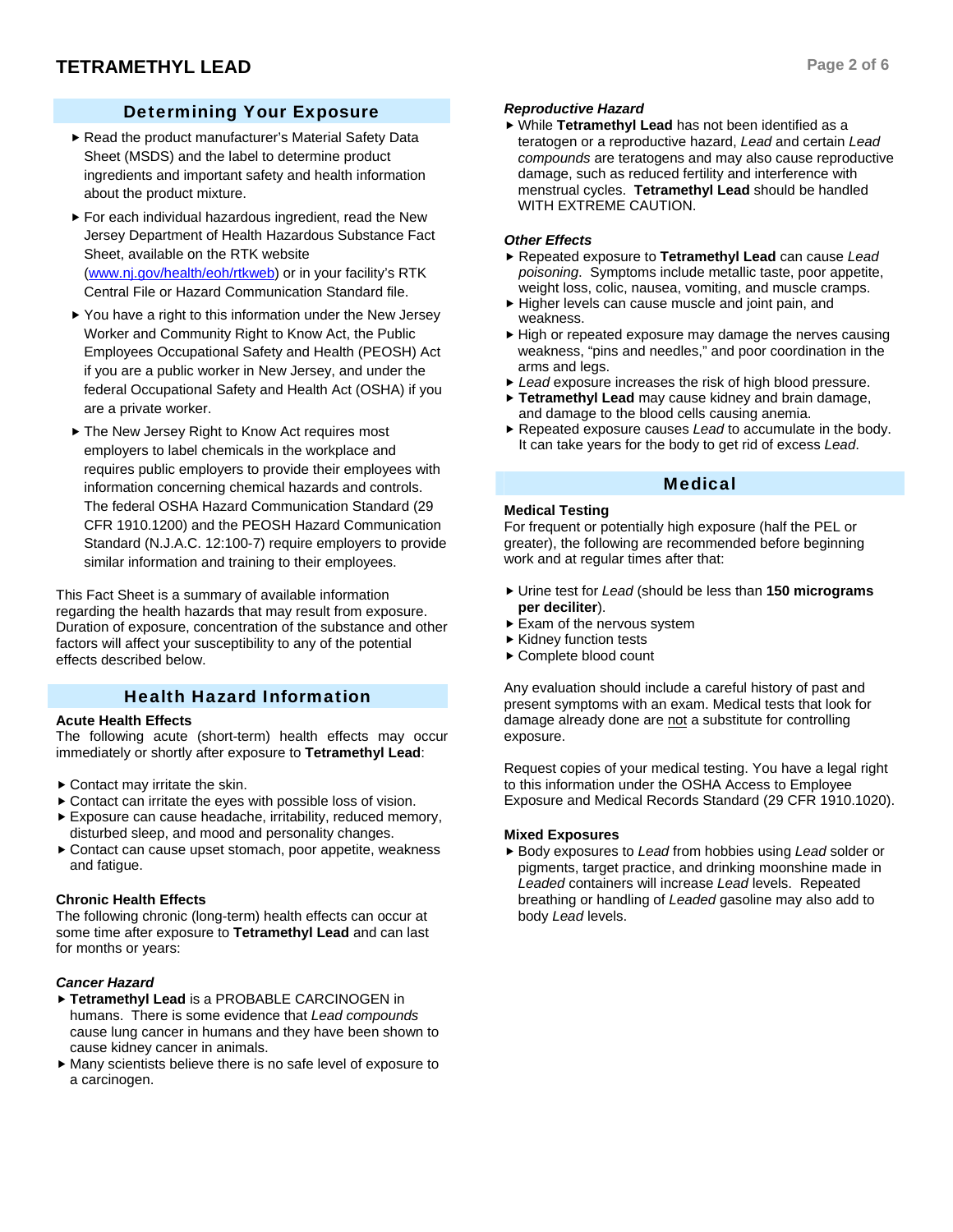## Determining Your Exposure

- Read the product manufacturer's Material Safety Data Sheet (MSDS) and the label to determine product ingredients and important safety and health information about the product mixture.
- For each individual hazardous ingredient, read the New Jersey Department of Health Hazardous Substance Fact Sheet, available on the RTK website (www.nj.gov/health/eoh/rtkweb) or in your facility's RTK Central File or Hazard Communication Standard file.
- You have a right to this information under the New Jersey Worker and Community Right to Know Act, the Public Employees Occupational Safety and Health (PEOSH) Act if you are a public worker in New Jersey, and under the federal Occupational Safety and Health Act (OSHA) if you are a private worker.
- The New Jersey Right to Know Act requires most employers to label chemicals in the workplace and requires public employers to provide their employees with information concerning chemical hazards and controls. The federal OSHA Hazard Communication Standard (29 CFR 1910.1200) and the PEOSH Hazard Communication Standard (N.J.A.C. 12:100-7) require employers to provide similar information and training to their employees.

This Fact Sheet is a summary of available information regarding the health hazards that may result from exposure. Duration of exposure, concentration of the substance and other factors will affect your susceptibility to any of the potential effects described below.

## Health Hazard Information

### Acute Health Effects

The following acute (short-term) health effects may occur immediately or shortly after exposure to **Tetramethyl Lead**:

- Contact may irritate the skin.
- Contact can irritate the eyes with possible loss of vision.
- Exposure can cause headache, irritability, reduced memory, disturbed sleep, and mood and personality changes.
- Contact can cause upset stomach, poor appetite, weakness and fatigue.

### Chronic Health Effects

The following chronic (long-term) health effects can occur at some time after exposure to **Tetramethyl Lead** and can last for months or years:

#### *Cancer Hazard*

- **Tetramethyl Lead** is a PROBABLE CARCINOGEN in humans. There is some evidence that *Lead compounds* cause lung cancer in humans and they have been shown to cause kidney cancer in animals.
- Many scientists believe there is no safe level of exposure to a carcinogen.

#### *Reproductive Hazard*

- While **Tetramethyl Lead** has not been identified as a teratogen or a reproductive hazard, *Lead* and certain *Lead compounds* are teratogens and may also cause reproductive damage, such as reduced fertility and interference with menstrual cycles. **Tetramethyl Lead** should be handled WITH EXTREME CAUTION.

#### *Other Effects*

- Repeated exposure to **Tetramethyl Lead** can cause *Lead poisoning*. Symptoms include metallic taste, poor appetite, weight loss, colic, nausea, vomiting, and muscle cramps.
- Higher levels can cause muscle and joint pain, and weakness.
- High or repeated exposure may damage the nerves causing weakness, "pins and needles," and poor coordination in the arms and legs.
- *Lead* exposure increases the risk of high blood pressure.
- **Tetramethyl Lead** may cause kidney and brain damage, and damage to the blood cells causing anemia.
- Repeated exposure causes *Lead* to accumulate in the body. It can take years for the body to get rid of excess *Lead*.

## Medical

### Medical Testing

For frequent or potentially high exposure (half the PEL or greater), the following are recommended before beginning work and at regular times after that:

- Urine test for *Lead* (should be less than **150 micrograms per deciliter**).
- Exam of the nervous system
- Kidney function tests
- Complete blood count

Any evaluation should include a careful history of past and present symptoms with an exam. Medical tests that look for damage already done are not a substitute for controlling exposure.

Request copies of your medical testing. You have a legal right to this information under the OSHA Access to Employee Exposure and Medical Records Standard (29 CFR 1910.1020).

### Mixed Exposures

- Body exposures to *Lead* from hobbies using *Lead* solder or pigments, target practice, and drinking moonshine made in *Leaded* containers will increase *Lead* levels. Repeated breathing or handling of *Leaded* gasoline may also add to body *Lead* levels.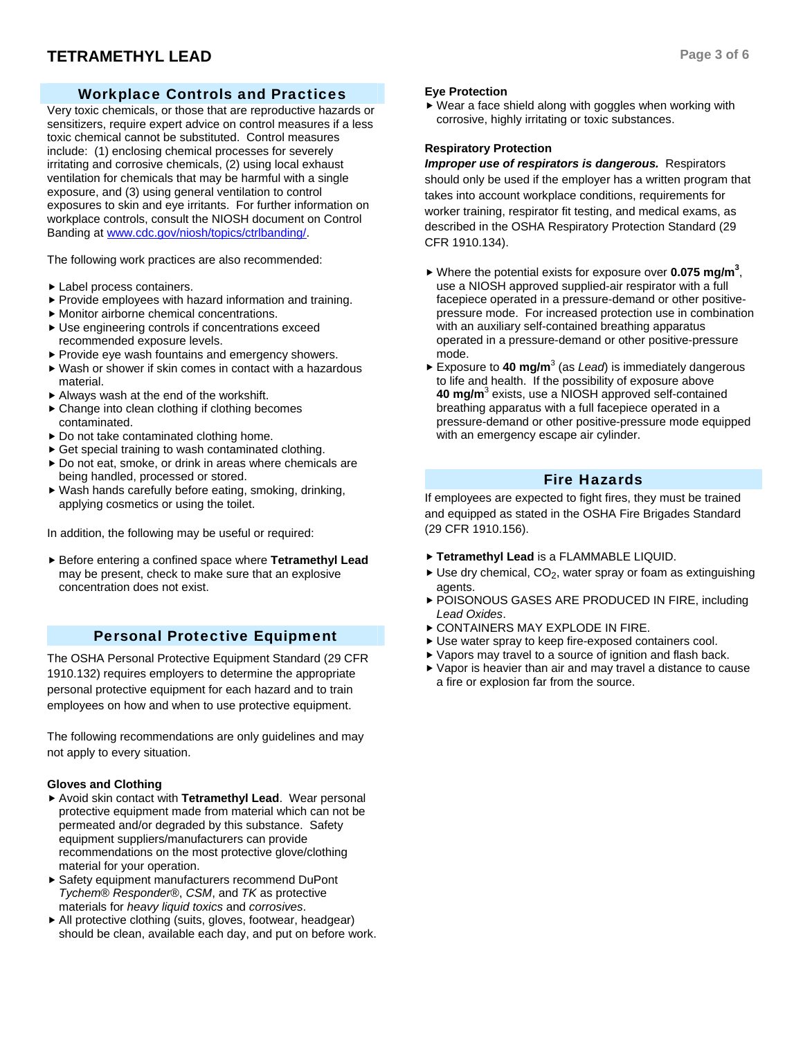## Workplace Controls and Practices

Very toxic chemicals, or those that are reproductive hazards or sensitizers, require expert advice on control measures if a less toxic chemical cannot be substituted. Control measures include: (1) enclosing chemical processes for severely irritating and corrosive chemicals, (2) using local exhaust ventilation for chemicals that may be harmful with a single exposure, and (3) using general ventilation to control exposures to skin and eye irritants. For further information on workplace controls, consult the NIOSH document on Control Banding at www.cdc.gov/niosh/topics/ctrlbanding/.

The following work practices are also recommended:

- Label process containers.
- Provide employees with hazard information and training.
- Monitor airborne chemical concentrations.
- Use engineering controls if concentrations exceed recommended exposure levels.
- Provide eye wash fountains and emergency showers.
- Wash or shower if skin comes in contact with a hazardous material.
- Always wash at the end of the workshift.
- Change into clean clothing if clothing becomes contaminated.
- Do not take contaminated clothing home.
- Get special training to wash contaminated clothing.
- Do not eat, smoke, or drink in areas where chemicals are being handled, processed or stored.
- Wash hands carefully before eating, smoking, drinking, applying cosmetics or using the toilet.

In addition, the following may be useful or required:

- Before entering a confined space where **Tetramethyl Lead** may be present, check to make sure that an explosive concentration does not exist.

## Personal Protective Equipment

The OSHA Personal Protective Equipment Standard (29 CFR 1910.132) requires employers to determine the appropriate personal protective equipment for each hazard and to train employees on how and when to use protective equipment.

The following recommendations are only guidelines and may not apply to every situation.

### Gloves and Clothing

- Avoid skin contact with **Tetramethyl Lead**. Wear personal protective equipment made from material which can not be permeated and/or degraded by this substance. Safety equipment suppliers/manufacturers can provide recommendations on the most protective glove/clothing material for your operation.
- Safety equipment manufacturers recommend DuPont *Tychem® Responder®*, *CSM*, and *TK* as protective materials for *heavy liquid toxics* and *corrosives*.
- All protective clothing (suits, gloves, footwear, headgear) should be clean, available each day, and put on before work.

### Eye Protection

- Wear a face shield along with goggles when working with corrosive, highly irritating or toxic substances.

### Respiratory Protection

***Improper use of respirators is dangerous.*** Respirators should only be used if the employer has a written program that takes into account workplace conditions, requirements for worker training, respirator fit testing, and medical exams, as described in the OSHA Respiratory Protection Standard (29 CFR 1910.134).

- Where the potential exists for exposure over **0.075 mg/m$^3$**, use a NIOSH approved supplied-air respirator with a full facepiece operated in a pressure-demand or other positive-pressure mode. For increased protection use in combination with an auxiliary self-contained breathing apparatus operated in a pressure-demand or other positive-pressure mode.
- Exposure to **40 mg/m$^3$** (as *Lead*) is immediately dangerous to life and health. If the possibility of exposure above **40 mg/m$^3$** exists, use a NIOSH approved self-contained breathing apparatus with a full facepiece operated in a pressure-demand or other positive-pressure mode equipped with an emergency escape air cylinder.

## Fire Hazards

If employees are expected to fight fires, they must be trained and equipped as stated in the OSHA Fire Brigades Standard (29 CFR 1910.156).

- **Tetramethyl Lead** is a FLAMMABLE LIQUID.
- Use dry chemical, $CO_2$, water spray or foam as extinguishing agents.
- POISONOUS GASES ARE PRODUCED IN FIRE, including *Lead Oxides*.
- CONTAINERS MAY EXPLODE IN FIRE.
- Use water spray to keep fire-exposed containers cool.
- Vapors may travel to a source of ignition and flash back.
- Vapor is heavier than air and may travel a distance to cause a fire or explosion far from the source.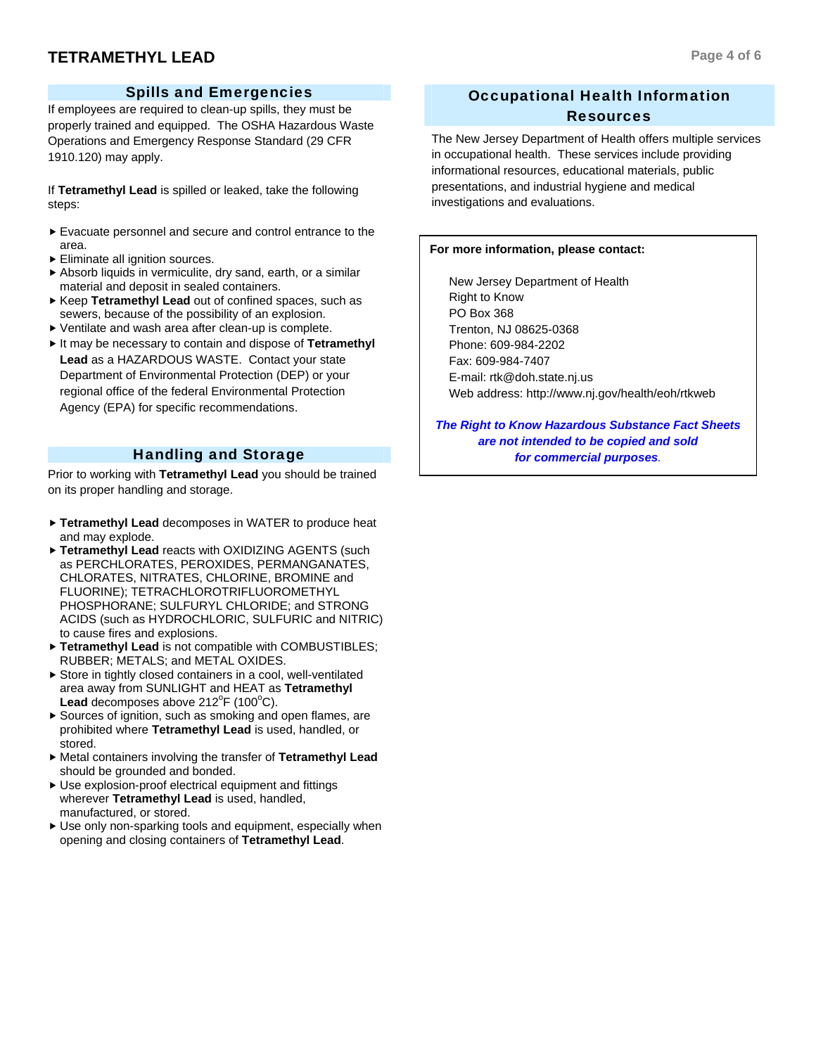## Spills and Emergencies

If employees are required to clean-up spills, they must be properly trained and equipped. The OSHA Hazardous Waste Operations and Emergency Response Standard (29 CFR 1910.120) may apply.

If **Tetramethyl Lead** is spilled or leaked, take the following steps:

- Evacuate personnel and secure and control entrance to the area.
- Eliminate all ignition sources.
- Absorb liquids in vermiculite, dry sand, earth, or a similar material and deposit in sealed containers.
- Keep **Tetramethyl Lead** out of confined spaces, such as sewers, because of the possibility of an explosion.
- Ventilate and wash area after clean-up is complete.
- It may be necessary to contain and dispose of **Tetramethyl Lead** as a HAZARDOUS WASTE. Contact your state Department of Environmental Protection (DEP) or your regional office of the federal Environmental Protection Agency (EPA) for specific recommendations.

## Handling and Storage

Prior to working with **Tetramethyl Lead** you should be trained on its proper handling and storage.

- **Tetramethyl Lead** decomposes in WATER to produce heat and may explode.
- **Tetramethyl Lead** reacts with OXIDIZING AGENTS (such as PERCHLORATES, PEROXIDES, PERMANGANATES, CHLORATES, NITRATES, CHLORINE, BROMINE and FLUORINE); TETRACHLOROTRIFLUOROMETHYL PHOSPHORANE; SULFURYL CHLORIDE; and STRONG ACIDS (such as HYDROCHLORIC, SULFURIC and NITRIC) to cause fires and explosions.
- **Tetramethyl Lead** is not compatible with COMBUSTIBLES; RUBBER; METALS; and METAL OXIDES.
- Store in tightly closed containers in a cool, well-ventilated area away from SUNLIGHT and HEAT as **Tetramethyl Lead** decomposes above 212°F (100°C).
- Sources of ignition, such as smoking and open flames, are prohibited where **Tetramethyl Lead** is used, handled, or stored.
- Metal containers involving the transfer of **Tetramethyl Lead** should be grounded and bonded.
- Use explosion-proof electrical equipment and fittings wherever **Tetramethyl Lead** is used, handled, manufactured, or stored.
- Use only non-sparking tools and equipment, especially when opening and closing containers of **Tetramethyl Lead**.

## Occupational Health Information Resources

The New Jersey Department of Health offers multiple services in occupational health. These services include providing informational resources, educational materials, public presentations, and industrial hygiene and medical investigations and evaluations.

**For more information, please contact:**

New Jersey Department of Health
Right to Know
PO Box 368
Trenton, NJ 08625-0368
Phone: 609-984-2202
Fax: 609-984-7407
E-mail: rtk@doh.state.nj.us
Web address: http://www.nj.gov/health/eoh/rtkweb

***The Right to Know Hazardous Substance Fact Sheets are not intended to be copied and sold for commercial purposes.***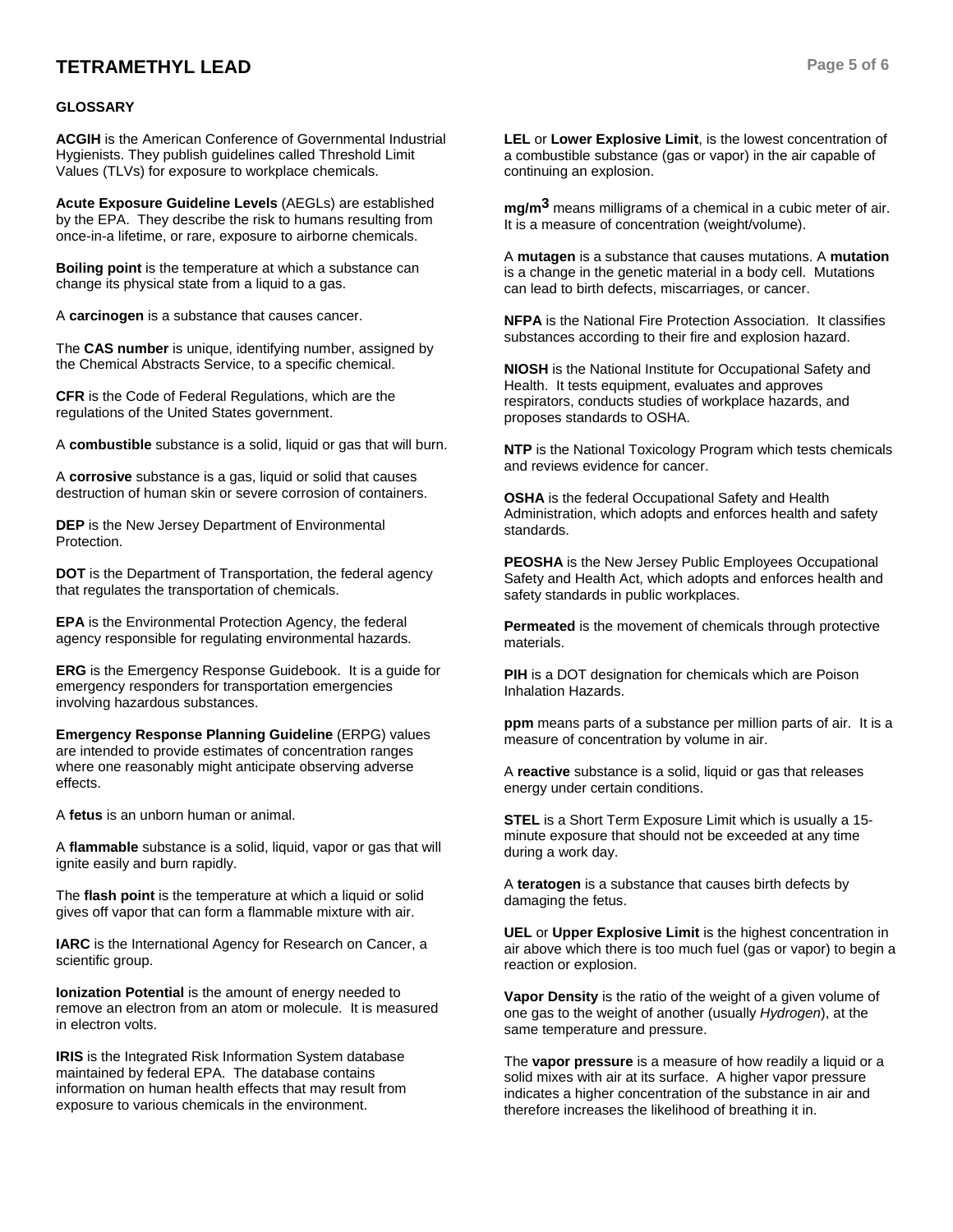## GLOSSARY

**ACGIH** is the American Conference of Governmental Industrial Hygienists. They publish guidelines called Threshold Limit Values (TLVs) for exposure to workplace chemicals.

**Acute Exposure Guideline Levels** (AEGLs) are established by the EPA. They describe the risk to humans resulting from once-in-a lifetime, or rare, exposure to airborne chemicals.

**Boiling point** is the temperature at which a substance can change its physical state from a liquid to a gas.

A **carcinogen** is a substance that causes cancer.

The **CAS number** is unique, identifying number, assigned by the Chemical Abstracts Service, to a specific chemical.

**CFR** is the Code of Federal Regulations, which are the regulations of the United States government.

A **combustible** substance is a solid, liquid or gas that will burn.

A **corrosive** substance is a gas, liquid or solid that causes destruction of human skin or severe corrosion of containers.

**DEP** is the New Jersey Department of Environmental Protection.

**DOT** is the Department of Transportation, the federal agency that regulates the transportation of chemicals.

**EPA** is the Environmental Protection Agency, the federal agency responsible for regulating environmental hazards.

**ERG** is the Emergency Response Guidebook. It is a guide for emergency responders for transportation emergencies involving hazardous substances.

**Emergency Response Planning Guideline** (ERPG) values are intended to provide estimates of concentration ranges where one reasonably might anticipate observing adverse effects.

A **fetus** is an unborn human or animal.

A **flammable** substance is a solid, liquid, vapor or gas that will ignite easily and burn rapidly.

The **flash point** is the temperature at which a liquid or solid gives off vapor that can form a flammable mixture with air.

**IARC** is the International Agency for Research on Cancer, a scientific group.

**Ionization Potential** is the amount of energy needed to remove an electron from an atom or molecule. It is measured in electron volts.

**IRIS** is the Integrated Risk Information System database maintained by federal EPA. The database contains information on human health effects that may result from exposure to various chemicals in the environment.

**LEL** or **Lower Explosive Limit**, is the lowest concentration of a combustible substance (gas or vapor) in the air capable of continuing an explosion.

**mg/m$^3$** means milligrams of a chemical in a cubic meter of air. It is a measure of concentration (weight/volume).

A **mutagen** is a substance that causes mutations. A **mutation** is a change in the genetic material in a body cell. Mutations can lead to birth defects, miscarriages, or cancer.

**NFPA** is the National Fire Protection Association. It classifies substances according to their fire and explosion hazard.

**NIOSH** is the National Institute for Occupational Safety and Health. It tests equipment, evaluates and approves respirators, conducts studies of workplace hazards, and proposes standards to OSHA.

**NTP** is the National Toxicology Program which tests chemicals and reviews evidence for cancer.

**OSHA** is the federal Occupational Safety and Health Administration, which adopts and enforces health and safety standards.

**PEOSHA** is the New Jersey Public Employees Occupational Safety and Health Act, which adopts and enforces health and safety standards in public workplaces.

**Permeated** is the movement of chemicals through protective materials.

**PIH** is a DOT designation for chemicals which are Poison Inhalation Hazards.

**ppm** means parts of a substance per million parts of air. It is a measure of concentration by volume in air.

A **reactive** substance is a solid, liquid or gas that releases energy under certain conditions.

**STEL** is a Short Term Exposure Limit which is usually a 15-minute exposure that should not be exceeded at any time during a work day.

A **teratogen** is a substance that causes birth defects by damaging the fetus.

**UEL** or **Upper Explosive Limit** is the highest concentration in air above which there is too much fuel (gas or vapor) to begin a reaction or explosion.

**Vapor Density** is the ratio of the weight of a given volume of one gas to the weight of another (usually *Hydrogen*), at the same temperature and pressure.

The **vapor pressure** is a measure of how readily a liquid or a solid mixes with air at its surface. A higher vapor pressure indicates a higher concentration of the substance in air and therefore increases the likelihood of breathing it in.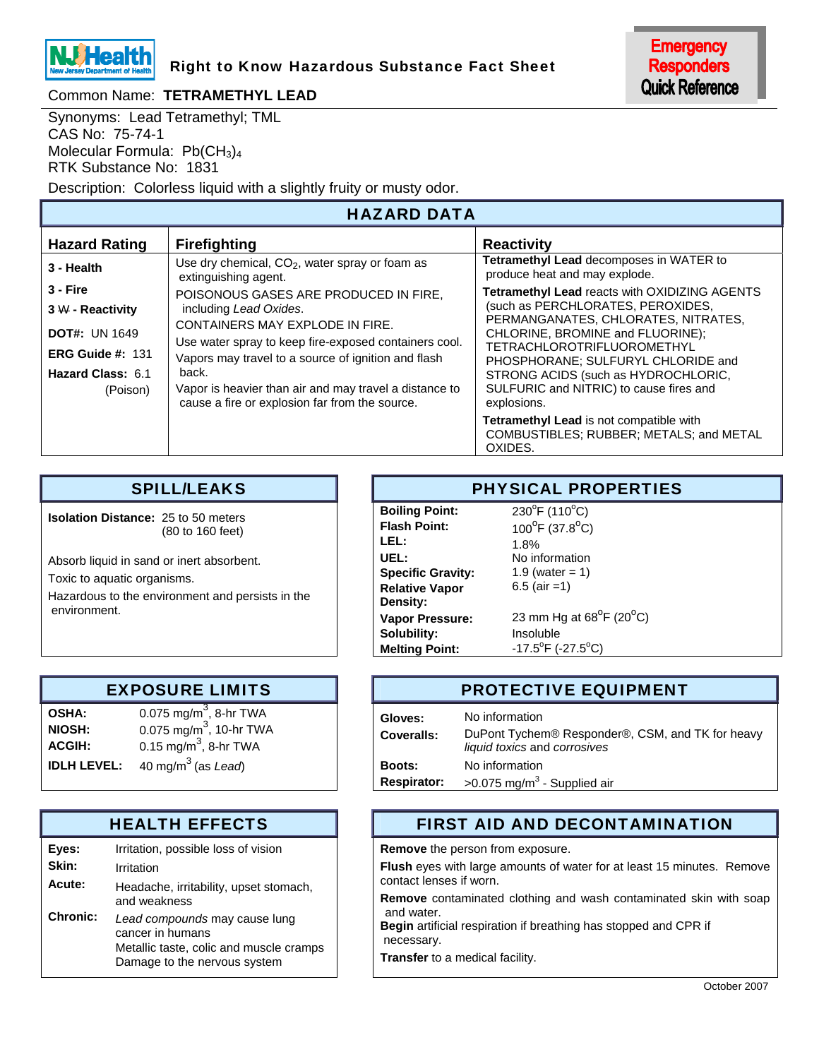Right to Know Hazardous Substance Fact Sheet

**Emergency Responders Quick Reference**

Common Name: **TETRAMETHYL LEAD**

Synonyms: Lead Tetramethyl; TML
CAS No: 75-74-1
Molecular Formula: $Pb(CH_3)_4$
RTK Substance No: 1831

Description: Colorless liquid with a slightly fruity or musty odor.

## HAZARD DATA

| Hazard Rating | Firefighting | Reactivity |
|---|---|---|
| **3 - Health**<br>**3 - Fire**<br>**3 ~~W~~ - Reactivity**<br>**DOT#:** UN 1649<br>**ERG Guide #:** 131<br>**Hazard Class:** 6.1 (Poison) | Use dry chemical, $CO_2$, water spray or foam as extinguishing agent.<br>POISONOUS GASES ARE PRODUCED IN FIRE, including *Lead Oxides*.<br>CONTAINERS MAY EXPLODE IN FIRE.<br>Use water spray to keep fire-exposed containers cool.<br>Vapors may travel to a source of ignition and flash back.<br>Vapor is heavier than air and may travel a distance to cause a fire or explosion far from the source. | **Tetramethyl Lead** decomposes in WATER to produce heat and may explode.<br>**Tetramethyl Lead** reacts with OXIDIZING AGENTS (such as PERCHLORATES, PEROXIDES, PERMANGANATES, CHLORATES, NITRATES, CHLORINE, BROMINE and FLUORINE); TETRACHLOROTRIFLUOROMETHYL PHOSPHORANE; SULFURYL CHLORIDE and STRONG ACIDS (such as HYDROCHLORIC, SULFURIC and NITRIC) to cause fires and explosions.<br>**Tetramethyl Lead** is not compatible with COMBUSTIBLES; RUBBER; METALS; and METAL OXIDES. |

## SPILL/LEAKS

**Isolation Distance:** 25 to 50 meters (80 to 160 feet)

Absorb liquid in sand or inert absorbent.

Toxic to aquatic organisms.

Hazardous to the environment and persists in the environment.

## PHYSICAL PROPERTIES

| | |
|---|---|
| **Boiling Point:** | 230°F (110°C) |
| **Flash Point:** | 100°F (37.8°C) |
| **LEL:** | 1.8% |
| **UEL:** | No information |
| **Specific Gravity:** | 1.9 (water = 1) |
| **Relative Vapor Density:** | 6.5 (air =1) |
| **Vapor Pressure:** | 23 mm Hg at 68°F (20°C) |
| **Solubility:** | Insoluble |
| **Melting Point:** | -17.5°F (-27.5°C) |

## EXPOSURE LIMITS

| | |
|---|---|
| **OSHA:** | 0.075 mg/m$^3$, 8-hr TWA |
| **NIOSH:** | 0.075 mg/m$^3$, 10-hr TWA |
| **ACGIH:** | 0.15 mg/m$^3$, 8-hr TWA |
| **IDLH LEVEL:** | 40 mg/m$^3$ (as *Lead*) |

## PROTECTIVE EQUIPMENT

| | |
|---|---|
| **Gloves:** | No information |
| **Coveralls:** | DuPont Tychem® Responder®, CSM, and TK for heavy *liquid toxics* and *corrosives* |
| **Boots:** | No information |
| **Respirator:** | >0.075 mg/m$^3$ - Supplied air |

## HEALTH EFFECTS

| | |
|---|---|
| **Eyes:** | Irritation, possible loss of vision |
| **Skin:** | Irritation |
| **Acute:** | Headache, irritability, upset stomach, and weakness |
| **Chronic:** | *Lead compounds* may cause lung cancer in humans<br>Metallic taste, colic and muscle cramps<br>Damage to the nervous system |

## FIRST AID AND DECONTAMINATION

**Remove** the person from exposure.

**Flush** eyes with large amounts of water for at least 15 minutes. Remove contact lenses if worn.

**Remove** contaminated clothing and wash contaminated skin with soap and water.

**Begin** artificial respiration if breathing has stopped and CPR if necessary.

**Transfer** to a medical facility.

October 2007